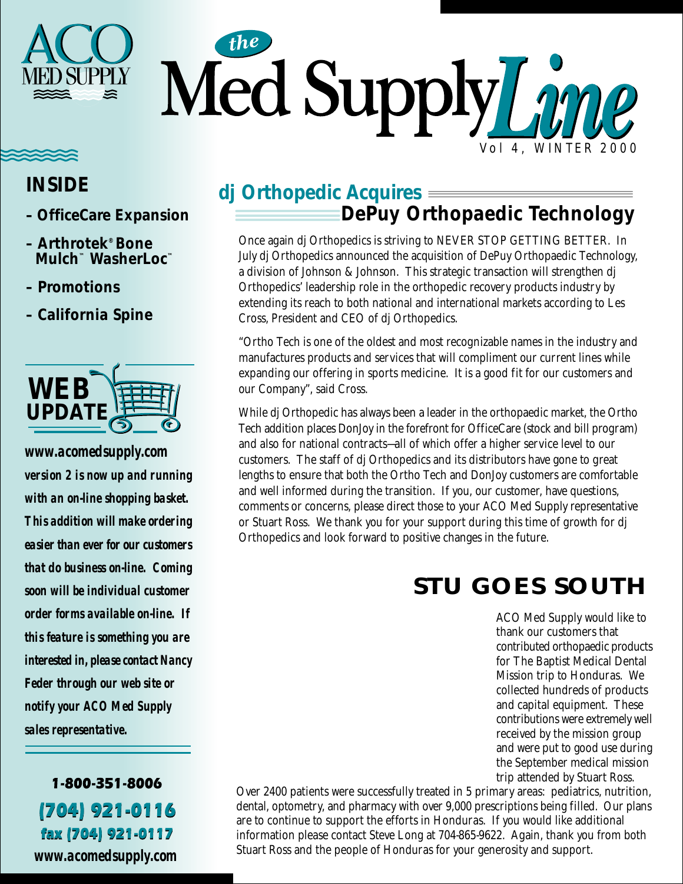# ACO MED SUPPLY

# the Med Supply*Line*

Vol 4, WINTER 2000

## INSIDE

- OfficeCare Expansion
- Arthrotek® Bone Mulch™ WasherLoc™
- Promotions
- California Spine

### WEB UPDATE

***www.acomedsupply.com version 2 is now up and running with an on-line shopping basket. This addition will make ordering easier than ever for our customers that do business on-line. Coming soon will be individual customer order forms available on-line. If this feature is something you are interested in, please contact Nancy Feder through our web site or notify your ACO Med Supply sales representative.***

**1-800-351-8006**
**(704) 921-0116**
**fax (704) 921-0117**
**www.acomedsupply.com**

## dj Orthopedic Acquires DePuy Orthopaedic Technology

Once again dj Orthopedics is striving to NEVER STOP GETTING BETTER. In July dj Orthopedics announced the acquisition of DePuy Orthopaedic Technology, a division of Johnson & Johnson. This strategic transaction will strengthen dj Orthopedics' leadership role in the orthopedic recovery products industry by extending its reach to both national and international markets according to Les Cross, President and CEO of dj Orthopedics.

"Ortho Tech is one of the oldest and most recognizable names in the industry and manufactures products and services that will compliment our current lines while expanding our offering in sports medicine. It is a good fit for our customers and our Company", said Cross.

While dj Orthopedic has always been a leader in the orthopaedic market, the Ortho Tech addition places DonJoy in the forefront for OfficeCare (stock and bill program) and also for national contracts—all of which offer a higher service level to our customers. The staff of dj Orthopedics and its distributors have gone to great lengths to ensure that both the Ortho Tech and DonJoy customers are comfortable and well informed during the transition. If you, our customer, have questions, comments or concerns, please direct those to your ACO Med Supply representative or Stuart Ross. We thank you for your support during this time of growth for dj Orthopedics and look forward to positive changes in the future.

## STU GOES SOUTH

ACO Med Supply would like to thank our customers that contributed orthopaedic products for The Baptist Medical Dental Mission trip to Honduras. We collected hundreds of products and capital equipment. These contributions were extremely well received by the mission group and were put to good use during the September medical mission trip attended by Stuart Ross. Over 2400 patients were successfully treated in 5 primary areas: pediatrics, nutrition, dental, optometry, and pharmacy with over 9,000 prescriptions being filled. Our plans are to continue to support the efforts in Honduras. If you would like additional information please contact Steve Long at 704-865-9622. Again, thank you from both Stuart Ross and the people of Honduras for your generosity and support.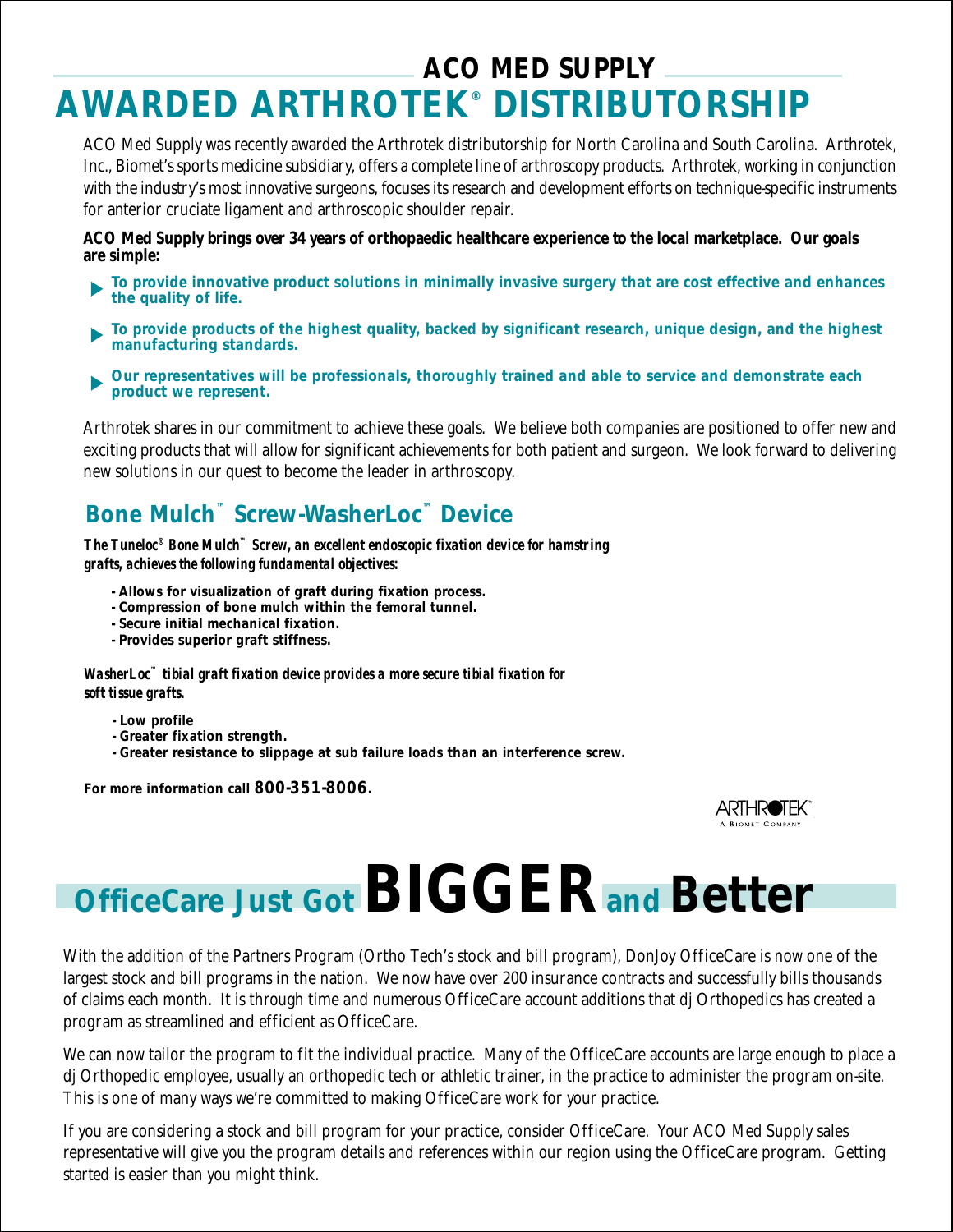## ACO MED SUPPLY

# AWARDED ARTHROTEK® DISTRIBUTORSHIP

ACO Med Supply was recently awarded the Arthrotek distributorship for North Carolina and South Carolina. Arthrotek, Inc., Biomet's sports medicine subsidiary, offers a complete line of arthroscopy products. Arthrotek, working in conjunction with the industry's most innovative surgeons, focuses its research and development efforts on technique-specific instruments for anterior cruciate ligament and arthroscopic shoulder repair.

**ACO Med Supply brings over 34 years of orthopaedic healthcare experience to the local marketplace. Our goals are simple:**

- **To provide innovative product solutions in minimally invasive surgery that are cost effective and enhances the quality of life.**
- **To provide products of the highest quality, backed by significant research, unique design, and the highest manufacturing standards.**
- **Our representatives will be professionals, thoroughly trained and able to service and demonstrate each product we represent.**

Arthrotek shares in our commitment to achieve these goals. We believe both companies are positioned to offer new and exciting products that will allow for significant achievements for both patient and surgeon. We look forward to delivering new solutions in our quest to become the leader in arthroscopy.

## Bone Mulch™ Screw-WasherLoc™ Device

***The Tuneloc® Bone Mulch™ Screw, an excellent endoscopic fixation device for hamstring grafts, achieves the following fundamental objectives:***

- **Allows for visualization of graft during fixation process.**
- **Compression of bone mulch within the femoral tunnel.**
- **Secure initial mechanical fixation.**
- **Provides superior graft stiffness.**

***WasherLoc™ tibial graft fixation device provides a more secure tibial fixation for soft tissue grafts.***

- **Low profile**
- **Greater fixation strength.**
- **Greater resistance to slippage at sub failure loads than an interference screw.**

**For more information call 800-351-8006.**

ARTHROTEK™ A Biomet Company

# OfficeCare Just Got BIGGER and Better

With the addition of the Partners Program (Ortho Tech's stock and bill program), DonJoy OfficeCare is now one of the largest stock and bill programs in the nation. We now have over 200 insurance contracts and successfully bills thousands of claims each month. It is through time and numerous OfficeCare account additions that dj Orthopedics has created a program as streamlined and efficient as OfficeCare.

We can now tailor the program to fit the individual practice. Many of the OfficeCare accounts are large enough to place a dj Orthopedic employee, usually an orthopedic tech or athletic trainer, in the practice to administer the program on-site. This is one of many ways we're committed to making OfficeCare work for your practice.

If you are considering a stock and bill program for your practice, consider OfficeCare. Your ACO Med Supply sales representative will give you the program details and references within our region using the OfficeCare program. Getting started is easier than you might think.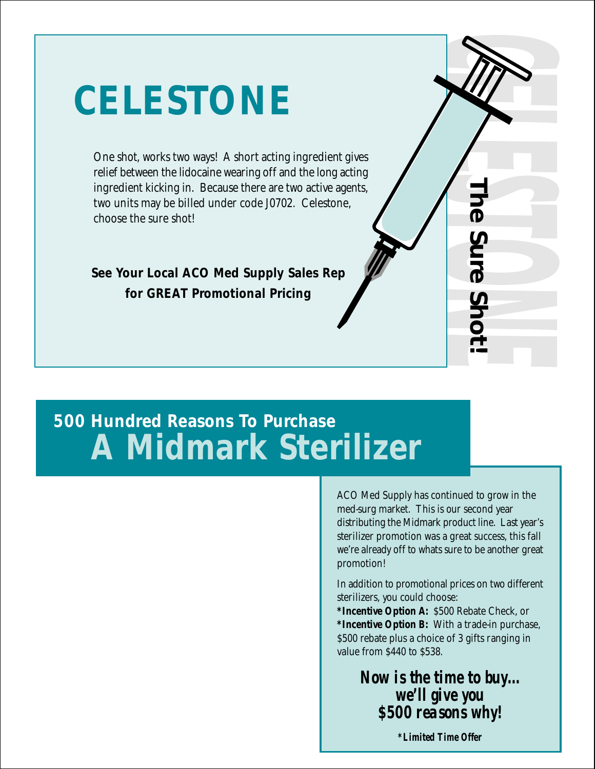# CELESTONE

One shot, works two ways! A short acting ingredient gives relief between the lidocaine wearing off and the long acting ingredient kicking in. Because there are two active agents, two units may be billed under code J0702. Celestone, choose the sure shot!

**See Your Local ACO Med Supply Sales Rep for GREAT Promotional Pricing**

**The Sure Shot!**

## 500 Hundred Reasons To Purchase A Midmark Sterilizer

ACO Med Supply has continued to grow in the med-surg market. This is our second year distributing the Midmark product line. Last year's sterilizer promotion was a great success, this fall we're already off to whats sure to be another great promotion!

In addition to promotional prices on two different sterilizers, you could choose:
***Incentive Option A:** $500 Rebate Check, or
***Incentive Option B:** With a trade-in purchase, $500 rebate plus a choice of 3 gifts ranging in value from $440 to $538.

***Now is the time to buy... we'll give you $500 reasons why!***

***Limited Time Offer***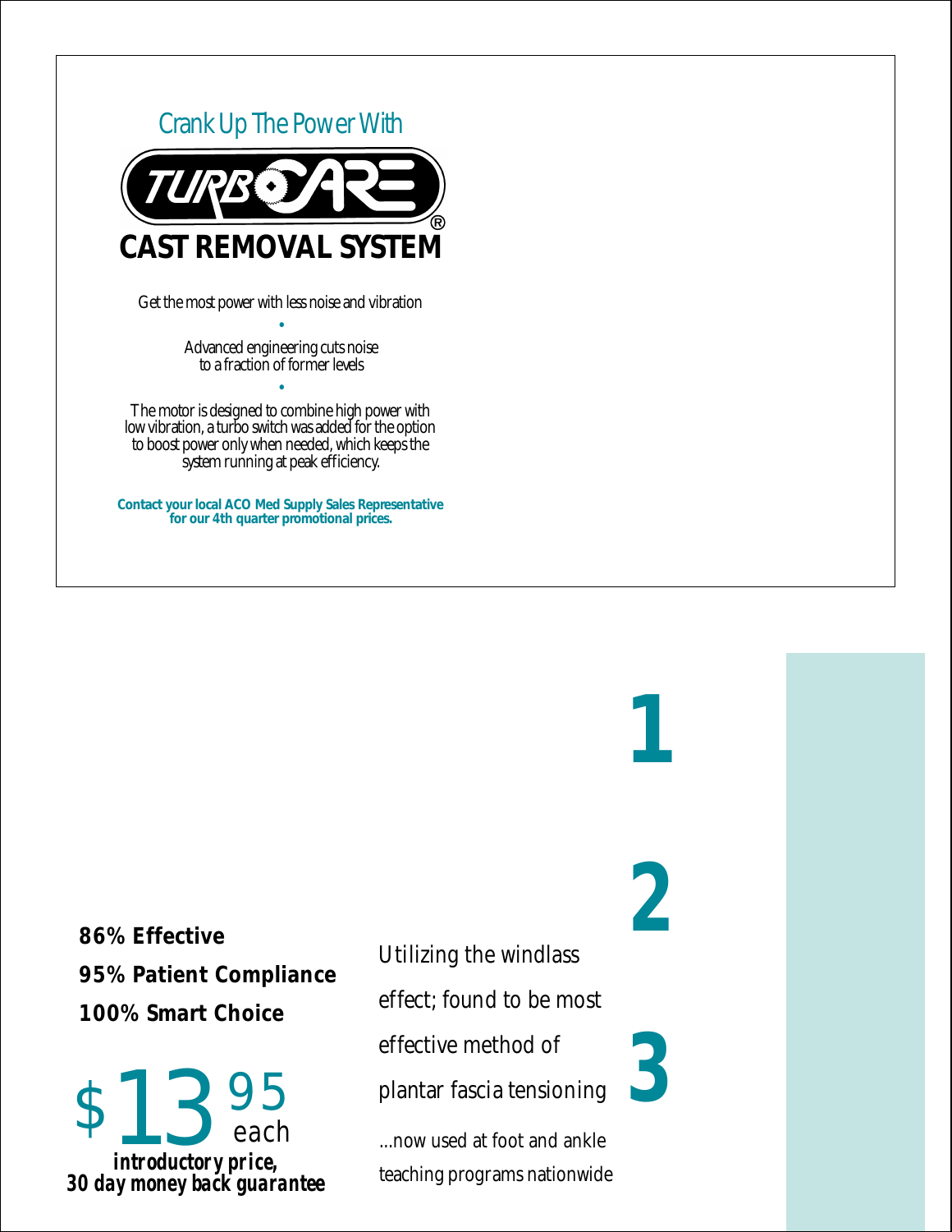Crank Up The Power With

# TURBOCARE®

## CAST REMOVAL SYSTEM

Get the most power with less noise and vibration

•

Advanced engineering cuts noise to a fraction of former levels

•

The motor is designed to combine high power with low vibration, a turbo switch was added for the option to boost power only when needed, which keeps the system running at peak efficiency.

**Contact your local ACO Med Supply Sales Representative for our 4th quarter promotional prices.**

1

2

3

***86% Effective***

***95% Patient Compliance***

***100% Smart Choice***

$13.95 each

***introductory price, 30 day money back guarantee***

*Utilizing the windlass effect; found to be most effective method of plantar fascia tensioning*

...now used at foot and ankle teaching programs nationwide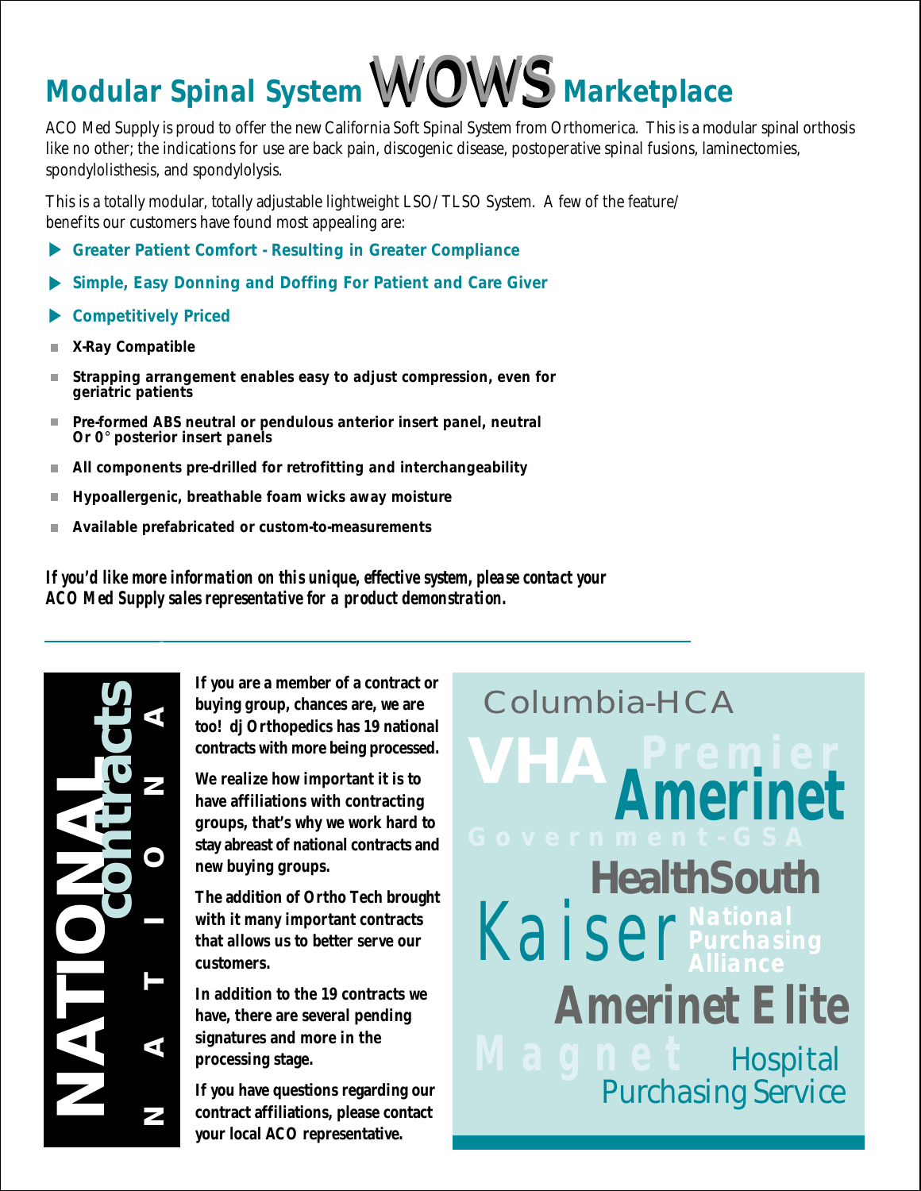# Modular Spinal System WOWS Marketplace

ACO Med Supply is proud to offer the new California Soft Spinal System from Orthomerica. This is a modular spinal orthosis like no other; the indications for use are back pain, discogenic disease, postoperative spinal fusions, laminectomies, spondylolisthesis, and spondylolysis.

This is a totally modular, totally adjustable lightweight LSO/TLSO System. A few of the feature/benefits our customers have found most appealing are:

- **Greater Patient Comfort - Resulting in Greater Compliance**
- **Simple, Easy Donning and Doffing For Patient and Care Giver**
- **Competitively Priced**
- **X-Ray Compatible**
- **Strapping arrangement enables easy to adjust compression, even for geriatric patients**
- **Pre-formed ABS neutral or pendulous anterior insert panel, neutral Or 0° posterior insert panels**
- **All components pre-drilled for retrofitting and interchangeability**
- **Hypoallergenic, breathable foam wicks away moisture**
- **Available prefabricated or custom-to-measurements**

***If you'd like more information on this unique, effective system, please contact your ACO Med Supply sales representative for a product demonstration.***

---

## NATIONAL contracts

**If you are a member of a contract or buying group, chances are, we are too! dj Orthopedics has 19 national contracts with more being processed.**

**We realize how important it is to have affiliations with contracting groups, that's why we work hard to stay abreast of national contracts and new buying groups.**

**The addition of Ortho Tech brought with it many important contracts that allows us to better serve our customers.**

**In addition to the 19 contracts we have, there are several pending signatures and more in the processing stage.**

**If you have questions regarding our contract affiliations, please contact your local ACO representative.**

Columbia-HCA
VHA
Premier
Amerinet
Government-GSA
HealthSouth
Kaiser
National Purchasing Alliance
Amerinet Elite
Magnet
Hospital Purchasing Service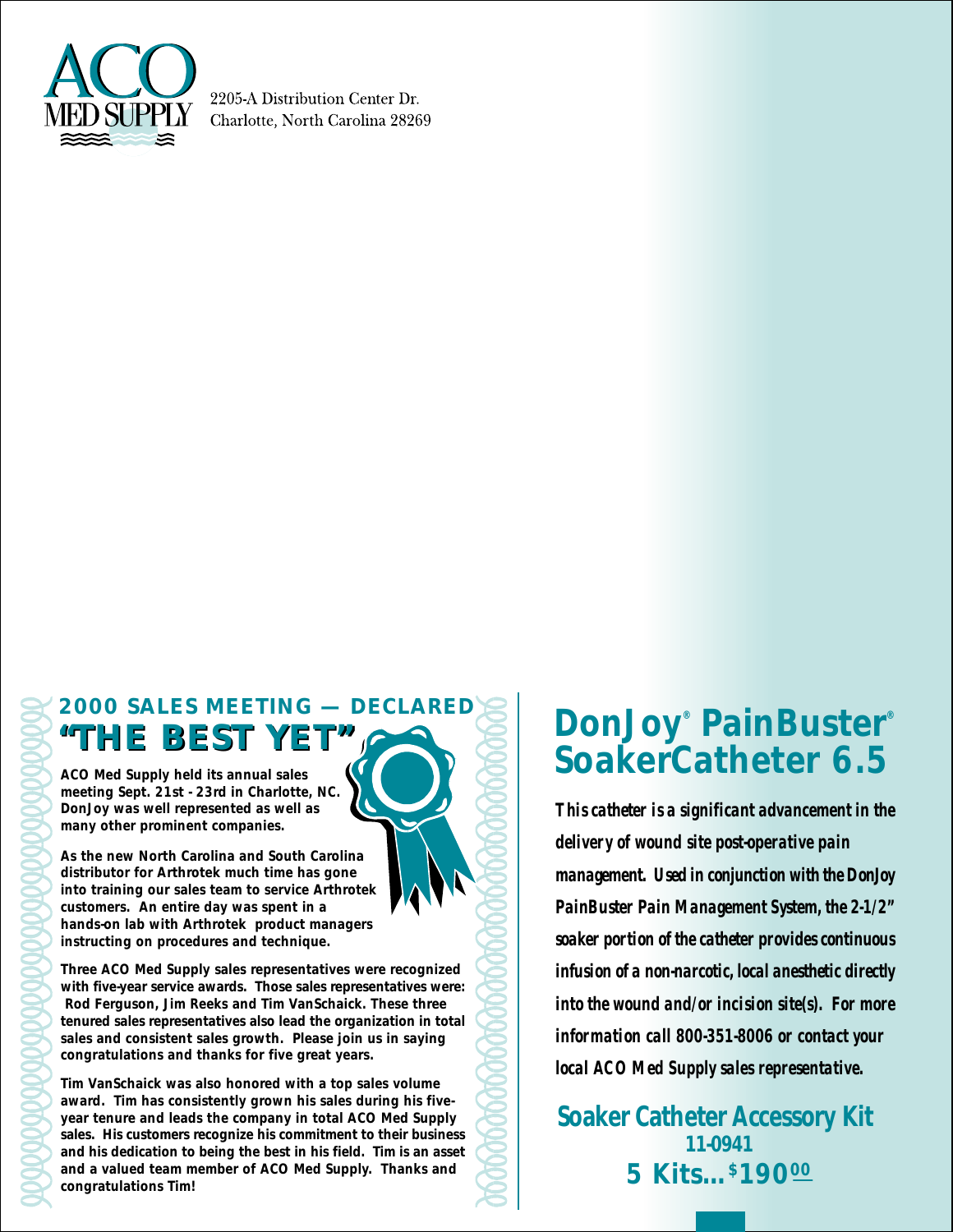ACO MED SUPPLY

2205-A Distribution Center Dr.
Charlotte, North Carolina 28269

## 2000 SALES MEETING — DECLARED "THE BEST YET"

**ACO Med Supply held its annual sales meeting Sept. 21st - 23rd in Charlotte, NC. DonJoy was well represented as well as many other prominent companies.**

**As the new North Carolina and South Carolina distributor for Arthrotek much time has gone into training our sales team to service Arthrotek customers. An entire day was spent in a hands-on lab with Arthrotek product managers instructing on procedures and technique.**

**Three ACO Med Supply sales representatives were recognized with five-year service awards. Those sales representatives were: Rod Ferguson, Jim Reeks and Tim VanSchaick. These three tenured sales representatives also lead the organization in total sales and consistent sales growth. Please join us in saying congratulations and thanks for five great years.**

**Tim VanSchaick was also honored with a top sales volume award. Tim has consistently grown his sales during his five-year tenure and leads the company in total ACO Med Supply sales. His customers recognize his commitment to their business and his dedication to being the best in his field. Tim is an asset and a valued team member of ACO Med Supply. Thanks and congratulations Tim!**

## DonJoy® PainBuster® SoakerCatheter 6.5

***This catheter is a significant advancement in the delivery of wound site post-operative pain management. Used in conjunction with the DonJoy PainBuster Pain Management System, the 2-1/2" soaker portion of the catheter provides continuous infusion of a non-narcotic, local anesthetic directly into the wound and/or incision site(s). For more information call 800-351-8006 or contact your local ACO Med Supply sales representative.***

### Soaker Catheter Accessory Kit

**11-0941**

**5 Kits...$190.00**